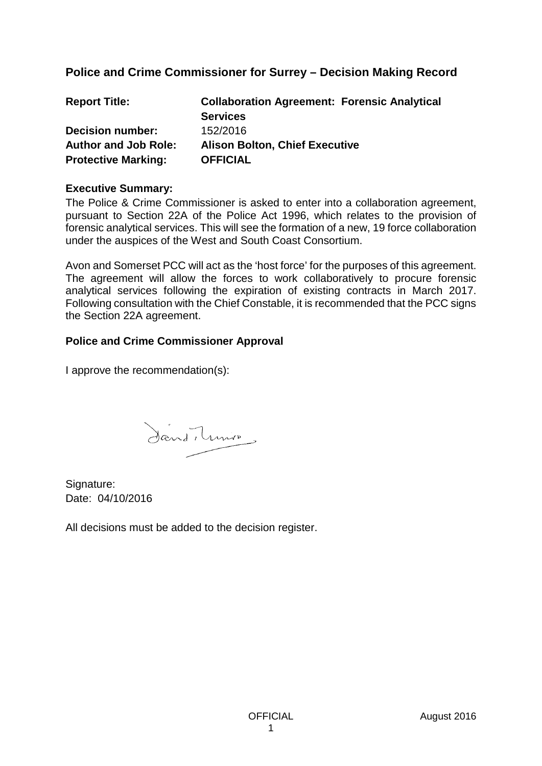## Police and Crime Commissioner for Surrey – Decision Making Record

**Report Title:** **Collaboration Agreement: Forensic Analytical Services**
**Decision number:** 152/2016
**Author and Job Role:** **Alison Bolton, Chief Executive**
**Protective Marking:** **OFFICIAL**

**Executive Summary:**
The Police & Crime Commissioner is asked to enter into a collaboration agreement, pursuant to Section 22A of the Police Act 1996, which relates to the provision of forensic analytical services. This will see the formation of a new, 19 force collaboration under the auspices of the West and South Coast Consortium.

Avon and Somerset PCC will act as the 'host force' for the purposes of this agreement. The agreement will allow the forces to work collaboratively to procure forensic analytical services following the expiration of existing contracts in March 2017. Following consultation with the Chief Constable, it is recommended that the PCC signs the Section 22A agreement.

**Police and Crime Commissioner Approval**

I approve the recommendation(s):

Signature:
Date: 04/10/2016

All decisions must be added to the decision register.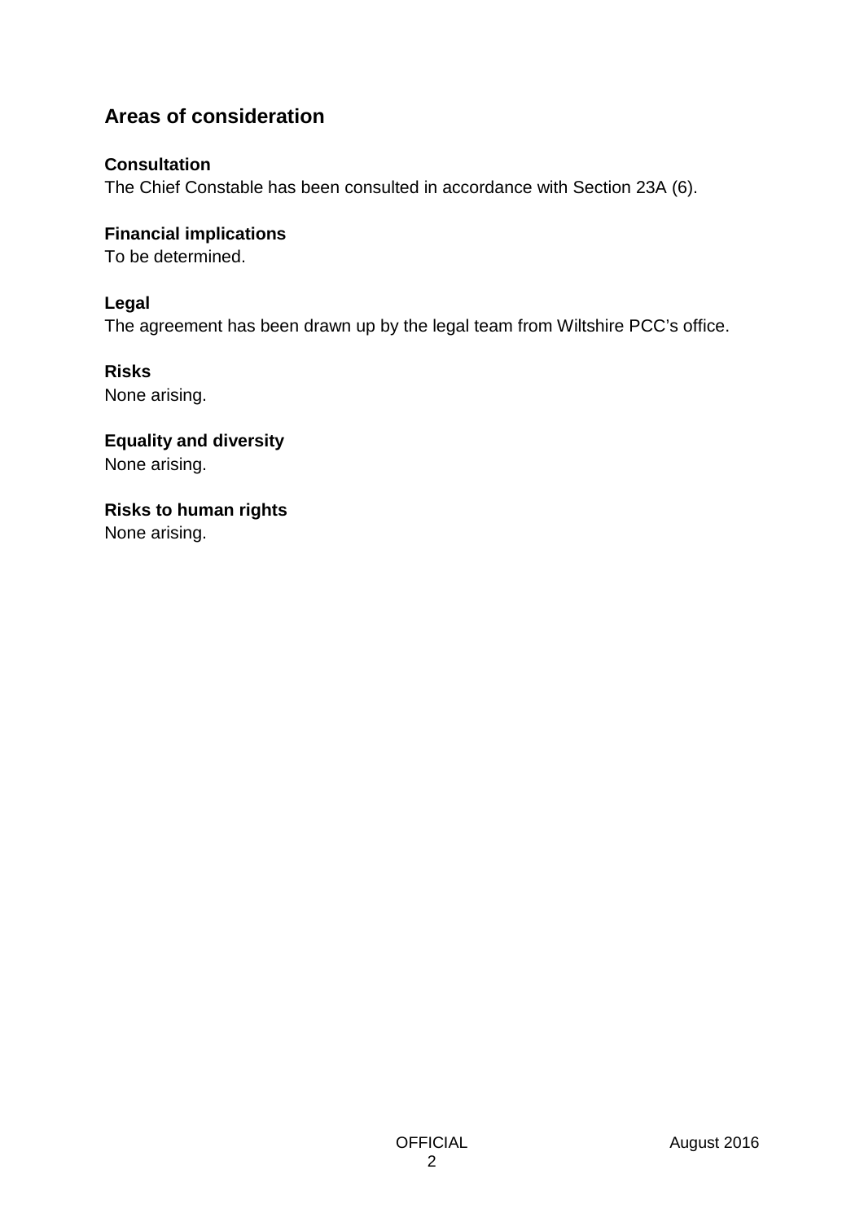## Areas of consideration

**Consultation**
The Chief Constable has been consulted in accordance with Section 23A (6).

**Financial implications**
To be determined.

**Legal**
The agreement has been drawn up by the legal team from Wiltshire PCC's office.

**Risks**
None arising.

**Equality and diversity**
None arising.

**Risks to human rights**
None arising.